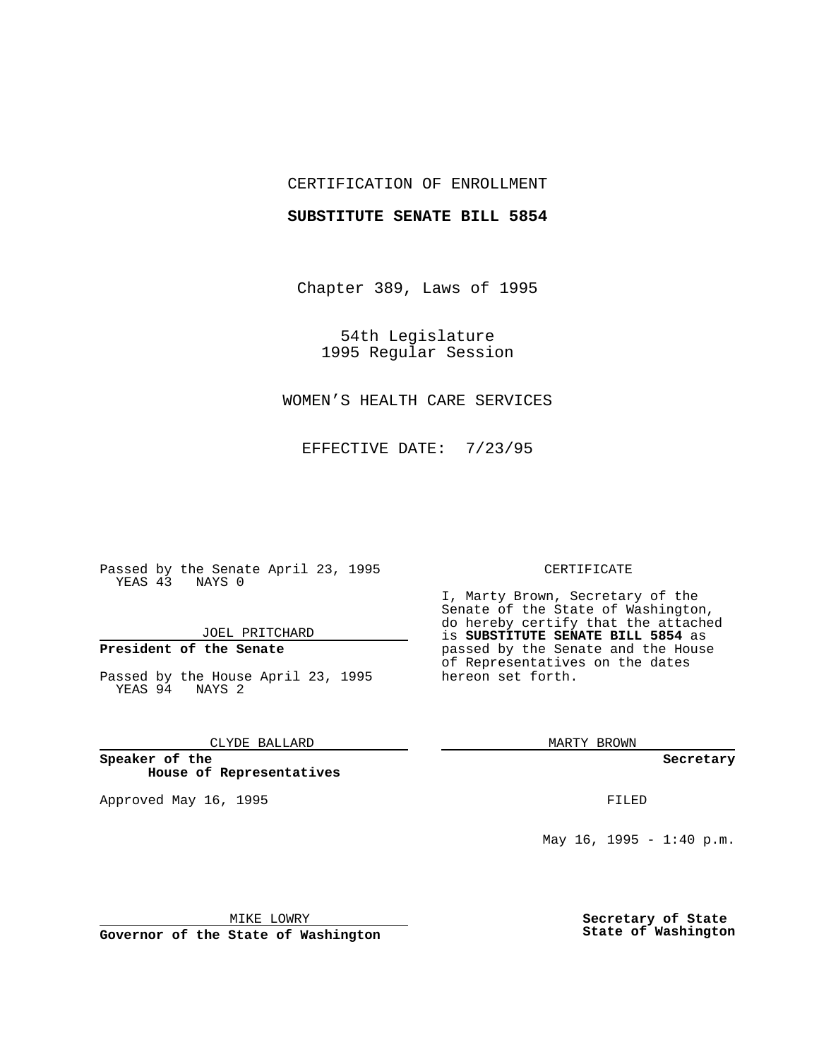CERTIFICATION OF ENROLLMENT

**SUBSTITUTE SENATE BILL 5854**

Chapter 389, Laws of 1995

54th Legislature
1995 Regular Session

WOMEN'S HEALTH CARE SERVICES

EFFECTIVE DATE: 7/23/95

Passed by the Senate April 23, 1995
YEAS 43 NAYS 0

JOEL PRITCHARD

**President of the Senate**

Passed by the House April 23, 1995
YEAS 94 NAYS 2

CLYDE BALLARD

**Speaker of the House of Representatives**

Approved May 16, 1995

MIKE LOWRY

**Governor of the State of Washington**

CERTIFICATE

I, Marty Brown, Secretary of the Senate of the State of Washington, do hereby certify that the attached is **SUBSTITUTE SENATE BILL 5854** as passed by the Senate and the House of Representatives on the dates hereon set forth.

MARTY BROWN

**Secretary**

FILED

May 16, 1995 - 1:40 p.m.

**Secretary of State**
**State of Washington**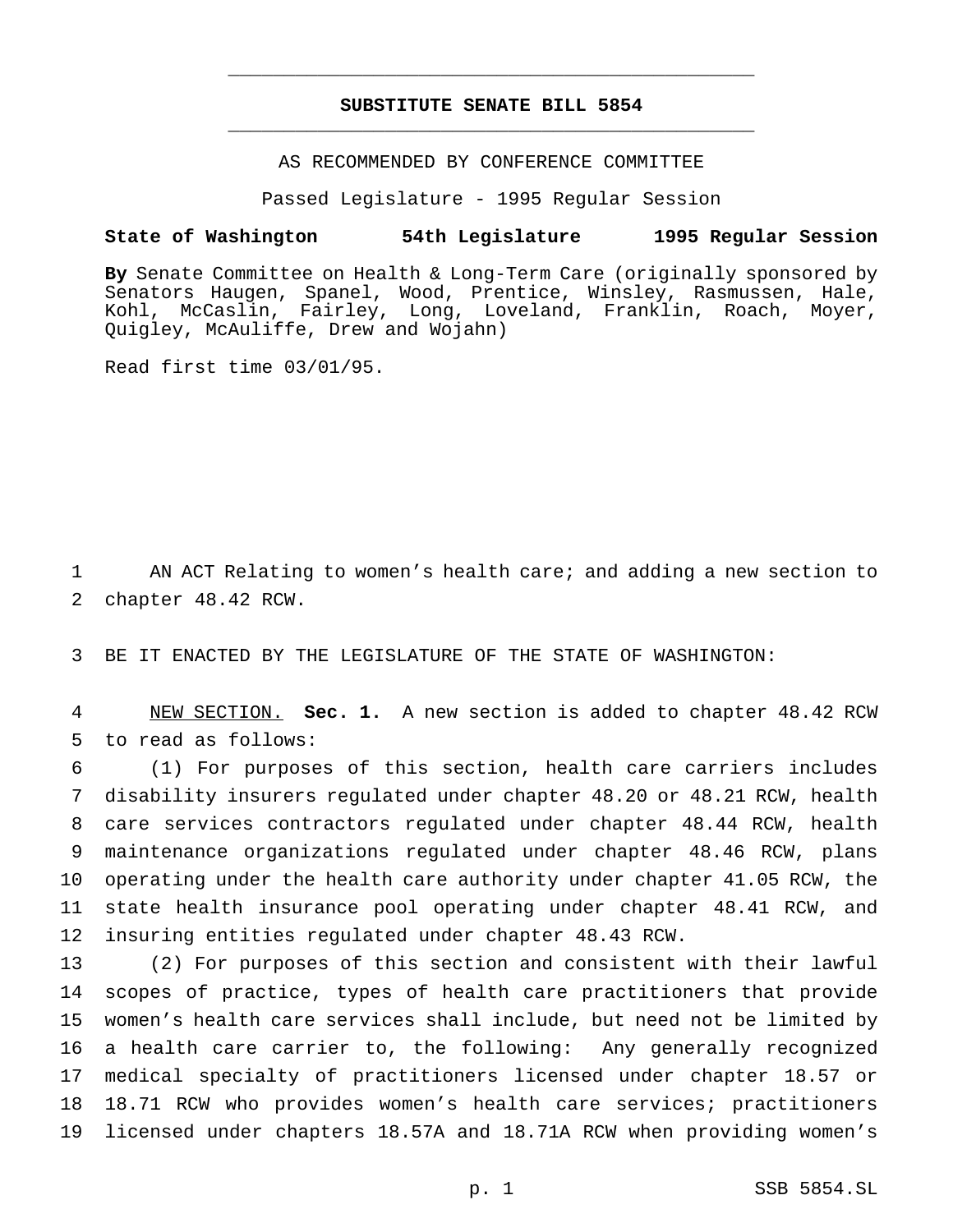# SUBSTITUTE SENATE BILL 5854

AS RECOMMENDED BY CONFERENCE COMMITTEE

Passed Legislature - 1995 Regular Session

**State of Washington 54th Legislature 1995 Regular Session**

**By** Senate Committee on Health & Long-Term Care (originally sponsored by Senators Haugen, Spanel, Wood, Prentice, Winsley, Rasmussen, Hale, Kohl, McCaslin, Fairley, Long, Loveland, Franklin, Roach, Moyer, Quigley, McAuliffe, Drew and Wojahn)

Read first time 03/01/95.

AN ACT Relating to women's health care; and adding a new section to chapter 48.42 RCW.

BE IT ENACTED BY THE LEGISLATURE OF THE STATE OF WASHINGTON:

NEW SECTION. **Sec. 1.** A new section is added to chapter 48.42 RCW to read as follows:

(1) For purposes of this section, health care carriers includes disability insurers regulated under chapter 48.20 or 48.21 RCW, health care services contractors regulated under chapter 48.44 RCW, health maintenance organizations regulated under chapter 48.46 RCW, plans operating under the health care authority under chapter 41.05 RCW, the state health insurance pool operating under chapter 48.41 RCW, and insuring entities regulated under chapter 48.43 RCW.

(2) For purposes of this section and consistent with their lawful scopes of practice, types of health care practitioners that provide women's health care services shall include, but need not be limited by a health care carrier to, the following: Any generally recognized medical specialty of practitioners licensed under chapter 18.57 or 18.71 RCW who provides women's health care services; practitioners licensed under chapters 18.57A and 18.71A RCW when providing women's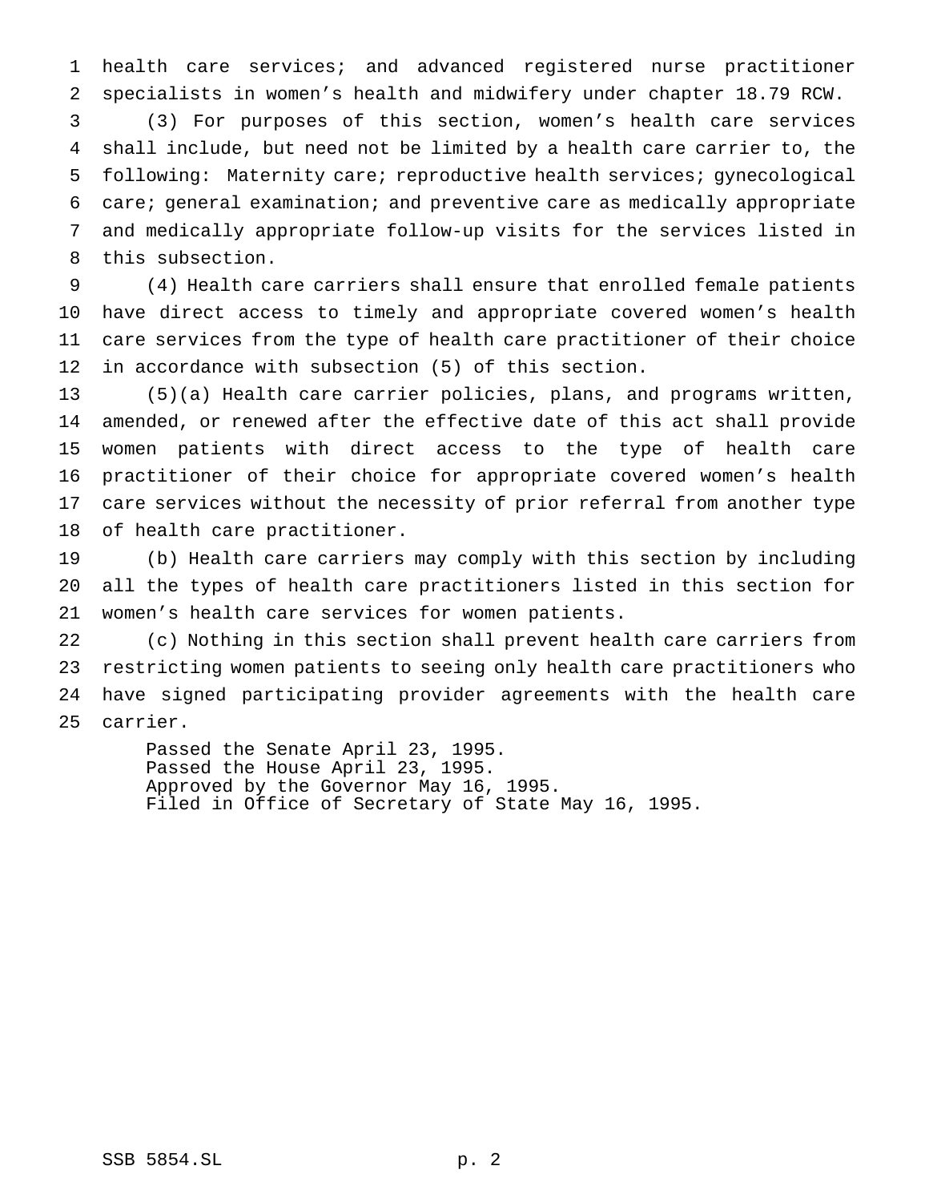health care services; and advanced registered nurse practitioner specialists in women's health and midwifery under chapter 18.79 RCW.

(3) For purposes of this section, women's health care services shall include, but need not be limited by a health care carrier to, the following: Maternity care; reproductive health services; gynecological care; general examination; and preventive care as medically appropriate and medically appropriate follow-up visits for the services listed in this subsection.

(4) Health care carriers shall ensure that enrolled female patients have direct access to timely and appropriate covered women's health care services from the type of health care practitioner of their choice in accordance with subsection (5) of this section.

(5)(a) Health care carrier policies, plans, and programs written, amended, or renewed after the effective date of this act shall provide women patients with direct access to the type of health care practitioner of their choice for appropriate covered women's health care services without the necessity of prior referral from another type of health care practitioner.

(b) Health care carriers may comply with this section by including all the types of health care practitioners listed in this section for women's health care services for women patients.

(c) Nothing in this section shall prevent health care carriers from restricting women patients to seeing only health care practitioners who have signed participating provider agreements with the health care carrier.

Passed the Senate April 23, 1995.
Passed the House April 23, 1995.
Approved by the Governor May 16, 1995.
Filed in Office of Secretary of State May 16, 1995.